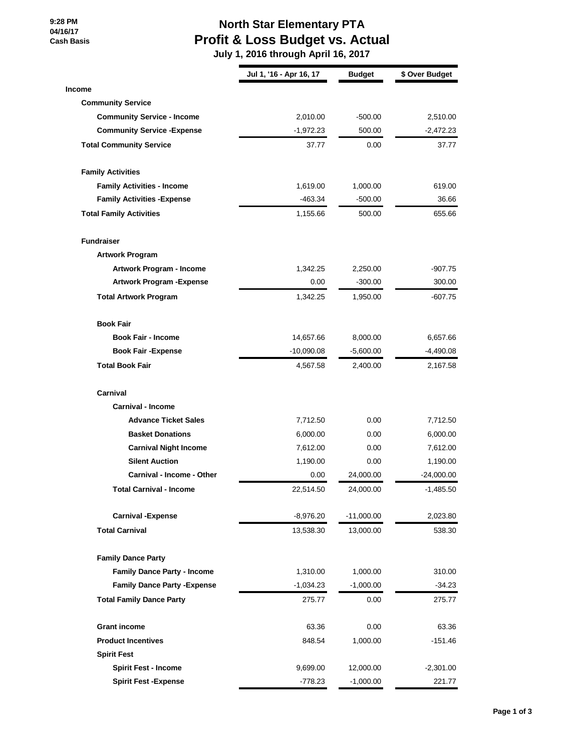9:28 PM
04/16/17
Cash Basis

# North Star Elementary PTA
## Profit & Loss Budget vs. Actual
### July 1, 2016 through April 16, 2017

| | Jul 1, '16 - Apr 16, 17 | Budget | $ Over Budget |
|---|---|---|---|
| **Income** | | | |
| **Community Service** | | | |
| **Community Service - Income** | 2,010.00 | -500.00 | 2,510.00 |
| **Community Service -Expense** | -1,972.23 | 500.00 | -2,472.23 |
| **Total Community Service** | 37.77 | 0.00 | 37.77 |
| **Family Activities** | | | |
| **Family Activities - Income** | 1,619.00 | 1,000.00 | 619.00 |
| **Family Activities -Expense** | -463.34 | -500.00 | 36.66 |
| **Total Family Activities** | 1,155.66 | 500.00 | 655.66 |
| **Fundraiser** | | | |
| **Artwork Program** | | | |
| **Artwork Program - Income** | 1,342.25 | 2,250.00 | -907.75 |
| **Artwork Program -Expense** | 0.00 | -300.00 | 300.00 |
| **Total Artwork Program** | 1,342.25 | 1,950.00 | -607.75 |
| **Book Fair** | | | |
| **Book Fair - Income** | 14,657.66 | 8,000.00 | 6,657.66 |
| **Book Fair -Expense** | -10,090.08 | -5,600.00 | -4,490.08 |
| **Total Book Fair** | 4,567.58 | 2,400.00 | 2,167.58 |
| **Carnival** | | | |
| **Carnival - Income** | | | |
| **Advance Ticket Sales** | 7,712.50 | 0.00 | 7,712.50 |
| **Basket Donations** | 6,000.00 | 0.00 | 6,000.00 |
| **Carnival Night Income** | 7,612.00 | 0.00 | 7,612.00 |
| **Silent Auction** | 1,190.00 | 0.00 | 1,190.00 |
| **Carnival - Income - Other** | 0.00 | 24,000.00 | -24,000.00 |
| **Total Carnival - Income** | 22,514.50 | 24,000.00 | -1,485.50 |
| **Carnival -Expense** | -8,976.20 | -11,000.00 | 2,023.80 |
| **Total Carnival** | 13,538.30 | 13,000.00 | 538.30 |
| **Family Dance Party** | | | |
| **Family Dance Party - Income** | 1,310.00 | 1,000.00 | 310.00 |
| **Family Dance Party -Expense** | -1,034.23 | -1,000.00 | -34.23 |
| **Total Family Dance Party** | 275.77 | 0.00 | 275.77 |
| **Grant income** | 63.36 | 0.00 | 63.36 |
| **Product Incentives** | 848.54 | 1,000.00 | -151.46 |
| **Spirit Fest** | | | |
| **Spirit Fest - Income** | 9,699.00 | 12,000.00 | -2,301.00 |
| **Spirit Fest -Expense** | -778.23 | -1,000.00 | 221.77 |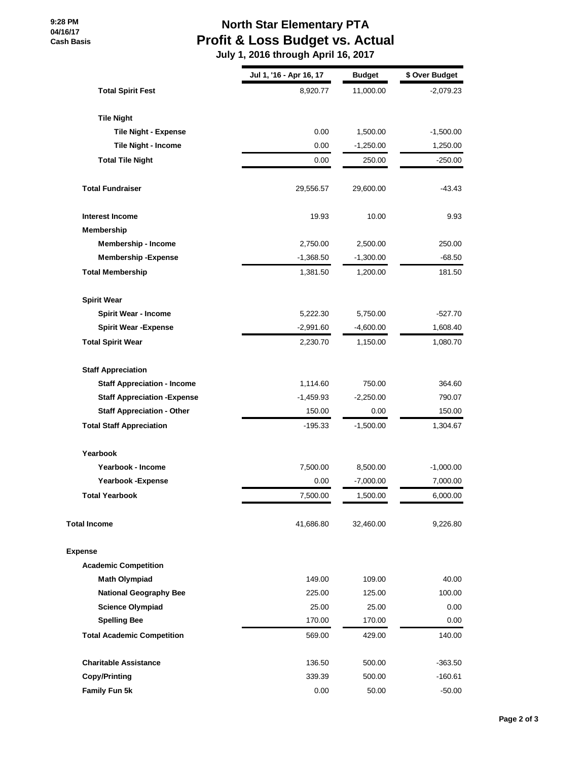# North Star Elementary PTA
## Profit & Loss Budget vs. Actual
### July 1, 2016 through April 16, 2017

9:28 PM
04/16/17
Cash Basis

| | Jul 1, '16 - Apr 16, 17 | Budget | $ Over Budget |
|---|---|---|---|
| **Total Spirit Fest** | 8,920.77 | 11,000.00 | -2,079.23 |
| **Tile Night** | | | |
| **Tile Night - Expense** | 0.00 | 1,500.00 | -1,500.00 |
| **Tile Night - Income** | 0.00 | -1,250.00 | 1,250.00 |
| **Total Tile Night** | 0.00 | 250.00 | -250.00 |
| **Total Fundraiser** | 29,556.57 | 29,600.00 | -43.43 |
| **Interest Income** | 19.93 | 10.00 | 9.93 |
| **Membership** | | | |
| **Membership - Income** | 2,750.00 | 2,500.00 | 250.00 |
| **Membership -Expense** | -1,368.50 | -1,300.00 | -68.50 |
| **Total Membership** | 1,381.50 | 1,200.00 | 181.50 |
| **Spirit Wear** | | | |
| **Spirit Wear - Income** | 5,222.30 | 5,750.00 | -527.70 |
| **Spirit Wear -Expense** | -2,991.60 | -4,600.00 | 1,608.40 |
| **Total Spirit Wear** | 2,230.70 | 1,150.00 | 1,080.70 |
| **Staff Appreciation** | | | |
| **Staff Appreciation - Income** | 1,114.60 | 750.00 | 364.60 |
| **Staff Appreciation -Expense** | -1,459.93 | -2,250.00 | 790.07 |
| **Staff Appreciation - Other** | 150.00 | 0.00 | 150.00 |
| **Total Staff Appreciation** | -195.33 | -1,500.00 | 1,304.67 |
| **Yearbook** | | | |
| **Yearbook - Income** | 7,500.00 | 8,500.00 | -1,000.00 |
| **Yearbook -Expense** | 0.00 | -7,000.00 | 7,000.00 |
| **Total Yearbook** | 7,500.00 | 1,500.00 | 6,000.00 |
| **Total Income** | 41,686.80 | 32,460.00 | 9,226.80 |
| **Expense** | | | |
| **Academic Competition** | | | |
| **Math Olympiad** | 149.00 | 109.00 | 40.00 |
| **National Geography Bee** | 225.00 | 125.00 | 100.00 |
| **Science Olympiad** | 25.00 | 25.00 | 0.00 |
| **Spelling Bee** | 170.00 | 170.00 | 0.00 |
| **Total Academic Competition** | 569.00 | 429.00 | 140.00 |
| **Charitable Assistance** | 136.50 | 500.00 | -363.50 |
| **Copy/Printing** | 339.39 | 500.00 | -160.61 |
| **Family Fun 5k** | 0.00 | 50.00 | -50.00 |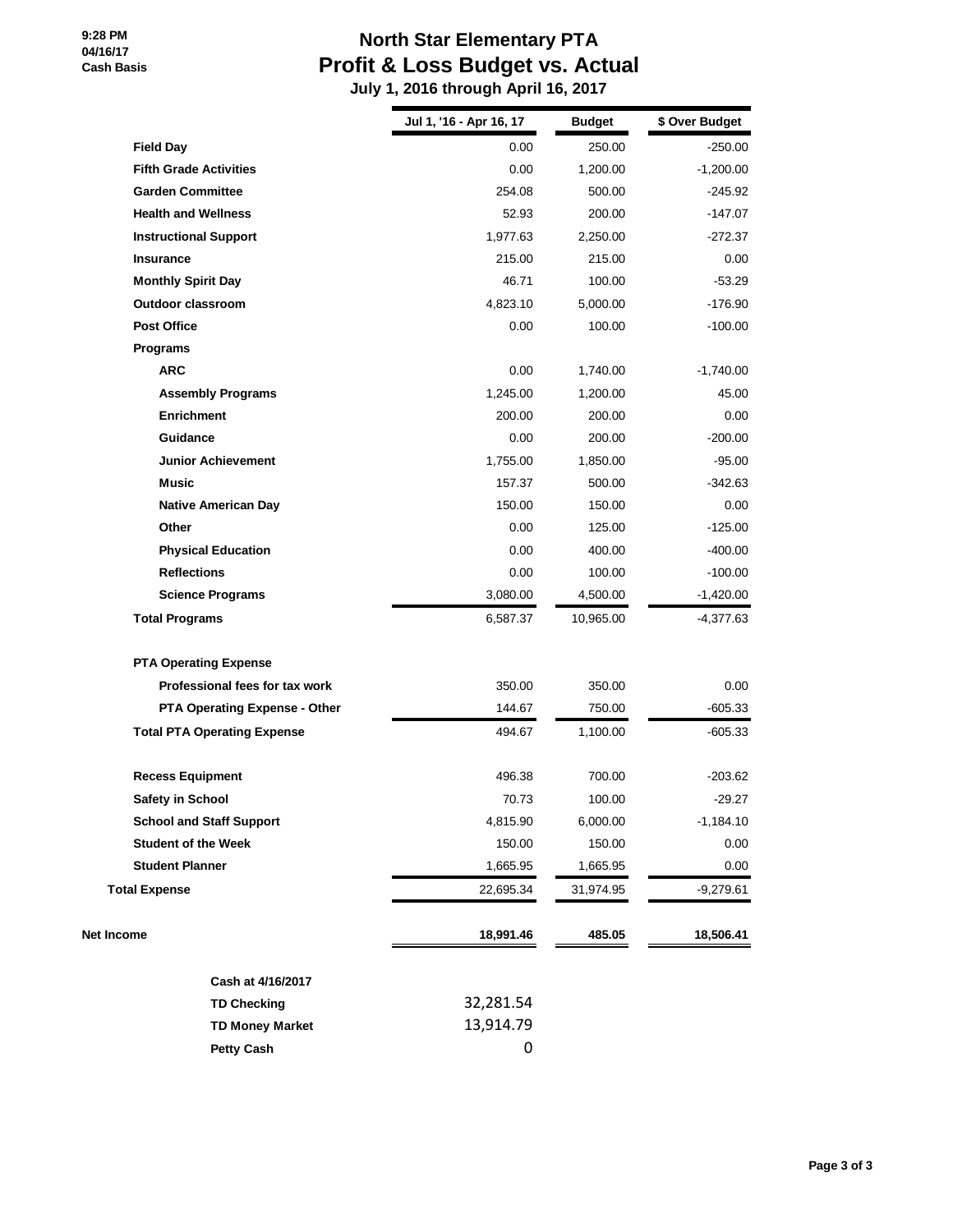9:28 PM
04/16/17
Cash Basis

# North Star Elementary PTA
## Profit & Loss Budget vs. Actual
### July 1, 2016 through April 16, 2017

| | Jul 1, '16 - Apr 16, 17 | Budget | $ Over Budget |
|---|---|---|---|
| **Field Day** | 0.00 | 250.00 | -250.00 |
| **Fifth Grade Activities** | 0.00 | 1,200.00 | -1,200.00 |
| **Garden Committee** | 254.08 | 500.00 | -245.92 |
| **Health and Wellness** | 52.93 | 200.00 | -147.07 |
| **Instructional Support** | 1,977.63 | 2,250.00 | -272.37 |
| **Insurance** | 215.00 | 215.00 | 0.00 |
| **Monthly Spirit Day** | 46.71 | 100.00 | -53.29 |
| **Outdoor classroom** | 4,823.10 | 5,000.00 | -176.90 |
| **Post Office** | 0.00 | 100.00 | -100.00 |
| **Programs** | | | |
| **ARC** | 0.00 | 1,740.00 | -1,740.00 |
| **Assembly Programs** | 1,245.00 | 1,200.00 | 45.00 |
| **Enrichment** | 200.00 | 200.00 | 0.00 |
| **Guidance** | 0.00 | 200.00 | -200.00 |
| **Junior Achievement** | 1,755.00 | 1,850.00 | -95.00 |
| **Music** | 157.37 | 500.00 | -342.63 |
| **Native American Day** | 150.00 | 150.00 | 0.00 |
| **Other** | 0.00 | 125.00 | -125.00 |
| **Physical Education** | 0.00 | 400.00 | -400.00 |
| **Reflections** | 0.00 | 100.00 | -100.00 |
| **Science Programs** | 3,080.00 | 4,500.00 | -1,420.00 |
| **Total Programs** | 6,587.37 | 10,965.00 | -4,377.63 |
| **PTA Operating Expense** | | | |
| **Professional fees for tax work** | 350.00 | 350.00 | 0.00 |
| **PTA Operating Expense - Other** | 144.67 | 750.00 | -605.33 |
| **Total PTA Operating Expense** | 494.67 | 1,100.00 | -605.33 |
| **Recess Equipment** | 496.38 | 700.00 | -203.62 |
| **Safety in School** | 70.73 | 100.00 | -29.27 |
| **School and Staff Support** | 4,815.90 | 6,000.00 | -1,184.10 |
| **Student of the Week** | 150.00 | 150.00 | 0.00 |
| **Student Planner** | 1,665.95 | 1,665.95 | 0.00 |
| **Total Expense** | 22,695.34 | 31,974.95 | -9,279.61 |
| **Net Income** | **18,991.46** | **485.05** | **18,506.41** |

| | |
|---|---|
| **Cash at 4/16/2017** | |
| **TD Checking** | 32,281.54 |
| **TD Money Market** | 13,914.79 |
| **Petty Cash** | 0 |